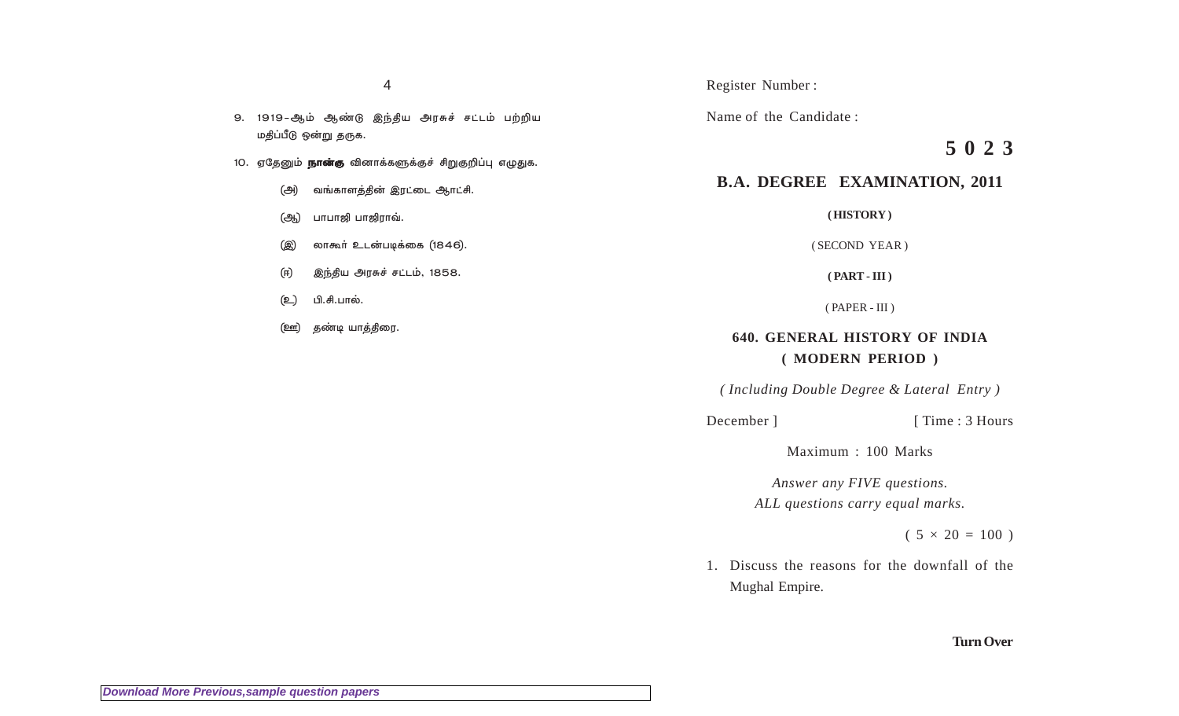9. 1919–ஆம் ஆண்டு இந்திய அரசுச் சட்டம் பற்றிய மதிப்பீடு ஒன்று தருக.

10. ஏதேனும் **நான்கு** வினாக்களுக்குச் சிறுகுறிப்பு எழுதுக.

    (அ) வங்காளத்தின் இரட்டை ஆட்சி.

    (ஆ) பாபாஜி பாஜிராவ்.

    (இ) லாகூர் உடன்படிக்கை (1846).

    (ஈ) இந்திய அரசுச் சட்டம், 1858.

    (உ) பி.சி.பால்.

    (ஊ) தண்டி யாத்திரை.

Download More Previous,sample question papers

Register Number :

Name of the Candidate :

# 5 0 2 3

## B.A. DEGREE EXAMINATION, 2011

**( HISTORY )**

( SECOND YEAR )

**( PART - III )**

( PAPER - III )

## 640. GENERAL HISTORY OF INDIA ( MODERN PERIOD )

*( Including Double Degree & Lateral Entry )*

December ] [ Time : 3 Hours

Maximum : 100 Marks

*Answer any FIVE questions.*
*ALL questions carry equal marks.*

( $5 \times 20 = 100$ )

1. Discuss the reasons for the downfall of the Mughal Empire.

**Turn Over**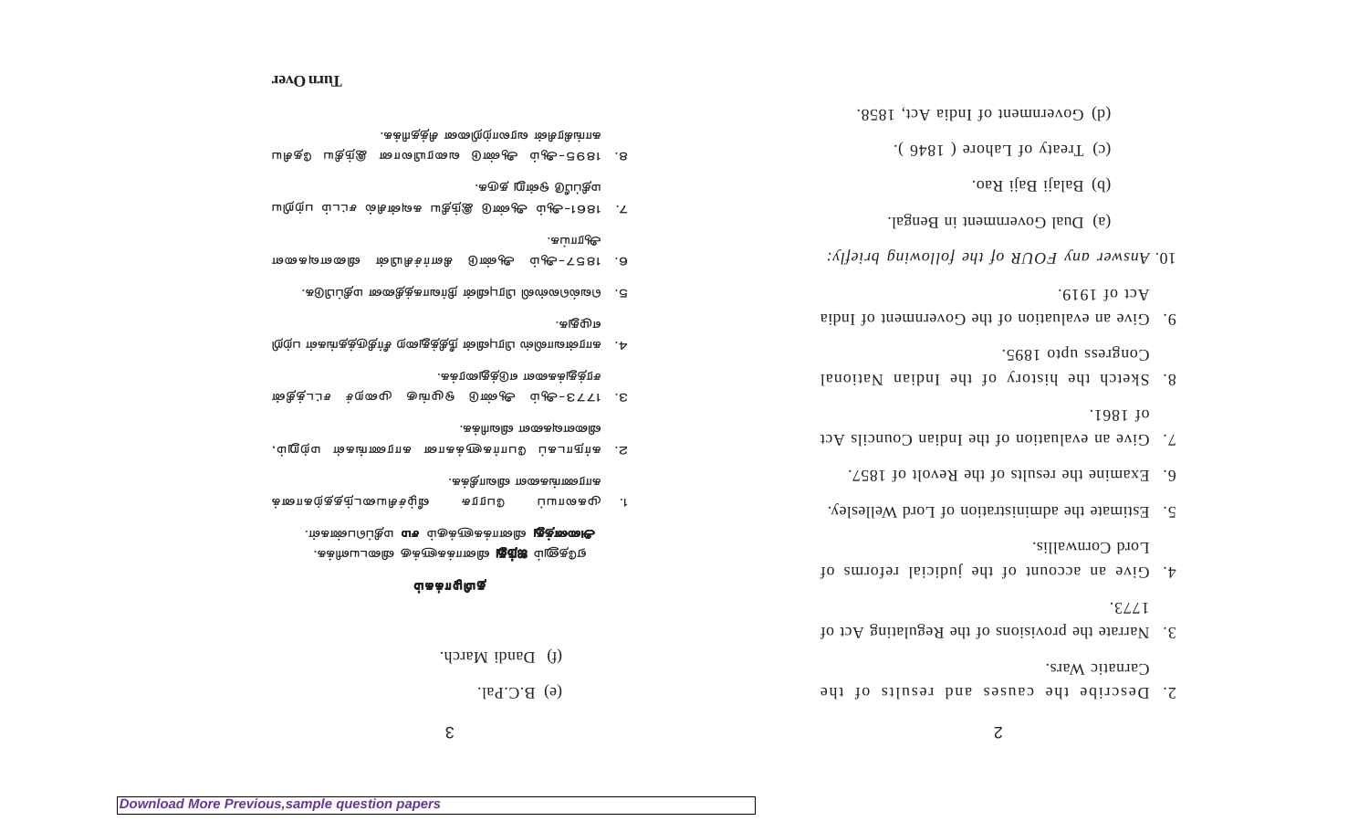2. Describe the causes and results of the Carnatic Wars.

3. Narrate the provisions of the Regulating Act of 1773.

4. Give an account of the judicial reforms of Lord Cornwallis.

5. Estimate the administration of Lord Wellesley.

6. Examine the results of the Revolt of 1857.

7. Give an evaluation of the Indian Councils Act of 1861.

8. Sketch the history of the Indian National Congress upto 1895.

9. Give an evaluation of the Government of India Act of 1919.

10. *Answer any FOUR of the following briefly:*

    (a) Dual Government in Bengal.

    (b) Balaji Baji Rao.

    (c) Treaty of Lahore ( 1846 ).

    (d) Government of India Act, 1858.

    (e) B.C.Pal.

    (f) Dandi March.

## தமிழாக்கம்

ஏதேனும் **ஐந்து** வினாக்களுக்கு விடையளிக்க.

**ஒவ்வொரு** வினாக்களுக்கும் **20** மதிப்பெண்கள்.

1. முகலாயப் பேரரசு வீழ்ச்சியடைந்ததற்கான காரணங்களை விளக்குக.

2. கர்நாடகப் போர்களுக்கான காரணங்கள் மற்றும் விளைவுகளை விவரிக்க.

3. 1773-ஆம் ஆண்டு ஒழுங்கு முறைச் சட்டத்தின் சரத்துக்களை எடுத்துரைக்க.

4. காரன்வாலிஸ் பிரபுவின் நீதித்துறை சீர்திருத்தங்கள் பற்றி எழுதுக.

5. வெல்லெஸ்லி பிரபுவின் நிர்வாகத்தினை மதிப்பிடுக.

6. 1857-ஆம் ஆண்டு கலகத்தின் விளைவுகளை ஆராய்க.

7. 1861-ஆம் ஆண்டு இந்திய கவுன்சில் சட்டம் பற்றிய மதிப்பீடு தருக.

8. 1895-ஆம் ஆண்டு வரையிலான இந்திய தேசிய காங்கிரசின் வரலாற்றினை தீட்டுக.